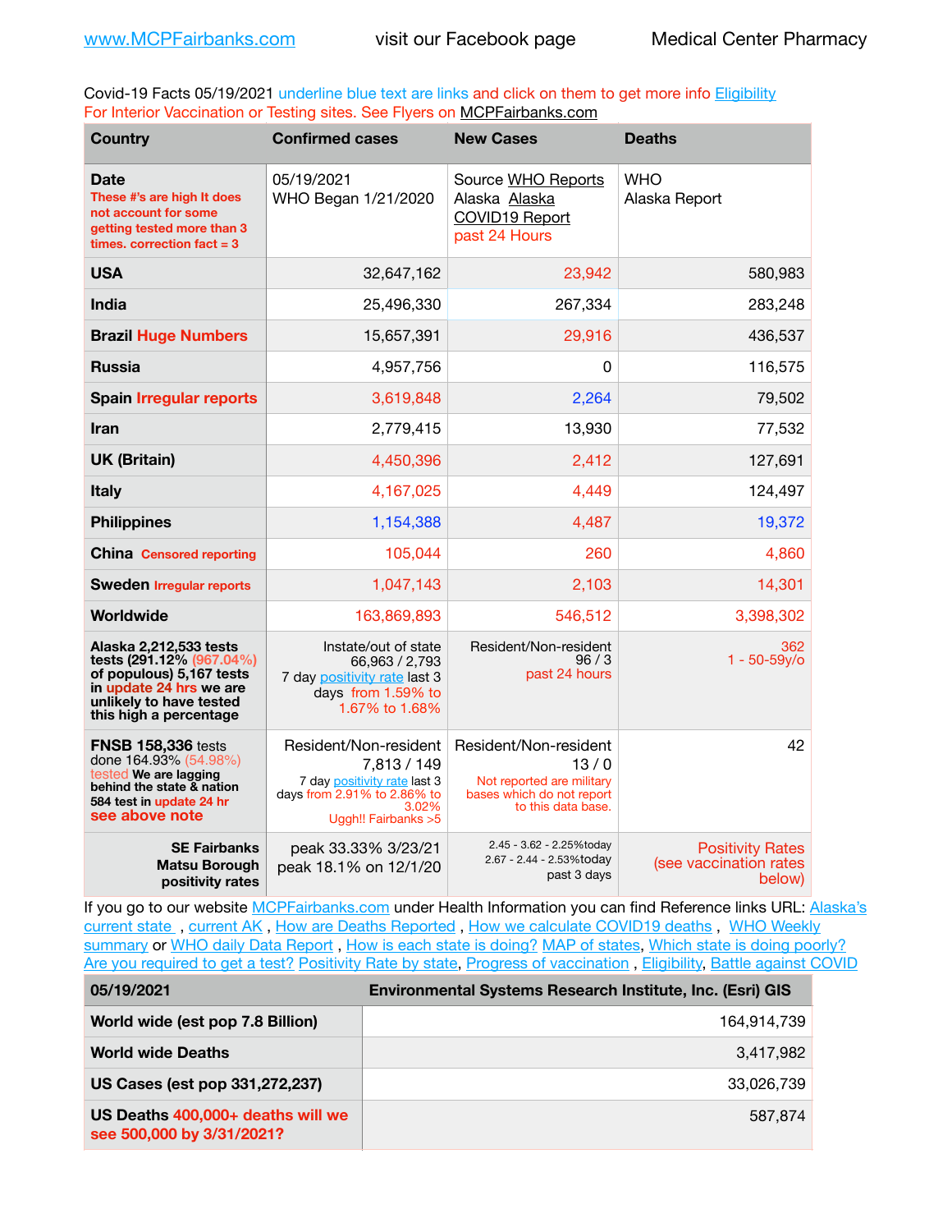www.MCPFairbanks.com visit our Facebook page Medical Center Pharmacy

Covid-19 Facts 05/19/2021 underline blue text are links and click on them to get more info Eligibility
For Interior Vaccination or Testing sites. See Flyers on MCPFairbanks.com

| Country | Confirmed cases | New Cases | Deaths |
|---|---|---|---|
| **Date** These #'s are high It does not account for some getting tested more than 3 times. correction fact = 3 | 05/19/2021 WHO Began 1/21/2020 | Source WHO Reports Alaska Alaska COVID19 Report past 24 Hours | WHO Alaska Report |
| **USA** | 32,647,162 | 23,942 | 580,983 |
| **India** | 25,496,330 | 267,334 | 283,248 |
| **Brazil** Huge Numbers | 15,657,391 | 29,916 | 436,537 |
| **Russia** | 4,957,756 | 0 | 116,575 |
| **Spain** Irregular reports | 3,619,848 | 2,264 | 79,502 |
| **Iran** | 2,779,415 | 13,930 | 77,532 |
| **UK (Britain)** | 4,450,396 | 2,412 | 127,691 |
| **Italy** | 4,167,025 | 4,449 | 124,497 |
| **Philippines** | 1,154,388 | 4,487 | 19,372 |
| **China** Censored reporting | 105,044 | 260 | 4,860 |
| **Sweden** Irregular reports | 1,047,143 | 2,103 | 14,301 |
| **Worldwide** | 163,869,893 | 546,512 | 3,398,302 |
| **Alaska 2,212,533 tests tests (291.12% (967.04%) of populous) 5,167 tests in update 24 hrs we are unlikely to have tested this high a percentage** | Instate/out of state 66,963 / 2,793 7 day positivity rate last 3 days from 1.59% to 1.67% to 1.68% | Resident/Non-resident 96 / 3 past 24 hours | 362 1 - 50-59y/o |
| **FNSB 158,336** tests done 164.93% (54.98%) tested **We are lagging behind the state & nation 584 test in update 24 hr** see above note | Resident/Non-resident 7,813 / 149 7 day positivity rate last 3 days from 2.91% to 2.86% to 3.02% Uggh!! Fairbanks >5 | Resident/Non-resident 13 / 0 Not reported are military bases which do not report to this data base. | 42 |
| **SE Fairbanks Matsu Borough positivity rates** | peak 33.33% 3/23/21 peak 18.1% on 12/1/20 | 2.45 - 3.62 - 2.25%today 2.67 - 2.44 - 2.53%today past 3 days | Positivity Rates (see vaccination rates below) |

If you go to our website MCPFairbanks.com under Health Information you can find Reference links URL: Alaska's current state , current AK , How are Deaths Reported , How we calculate COVID19 deaths , WHO Weekly summary or WHO daily Data Report , How is each state is doing? MAP of states, Which state is doing poorly? Are you required to get a test? Positivity Rate by state, Progress of vaccination , Eligibility, Battle against COVID

| 05/19/2021 | Environmental Systems Research Institute, Inc. (Esri) GIS |
|---|---|
| **World wide (est pop 7.8 Billion)** | 164,914,739 |
| **World wide Deaths** | 3,417,982 |
| **US Cases (est pop 331,272,237)** | 33,026,739 |
| **US Deaths** 400,000+ deaths will we see 500,000 by 3/31/2021? | 587,874 |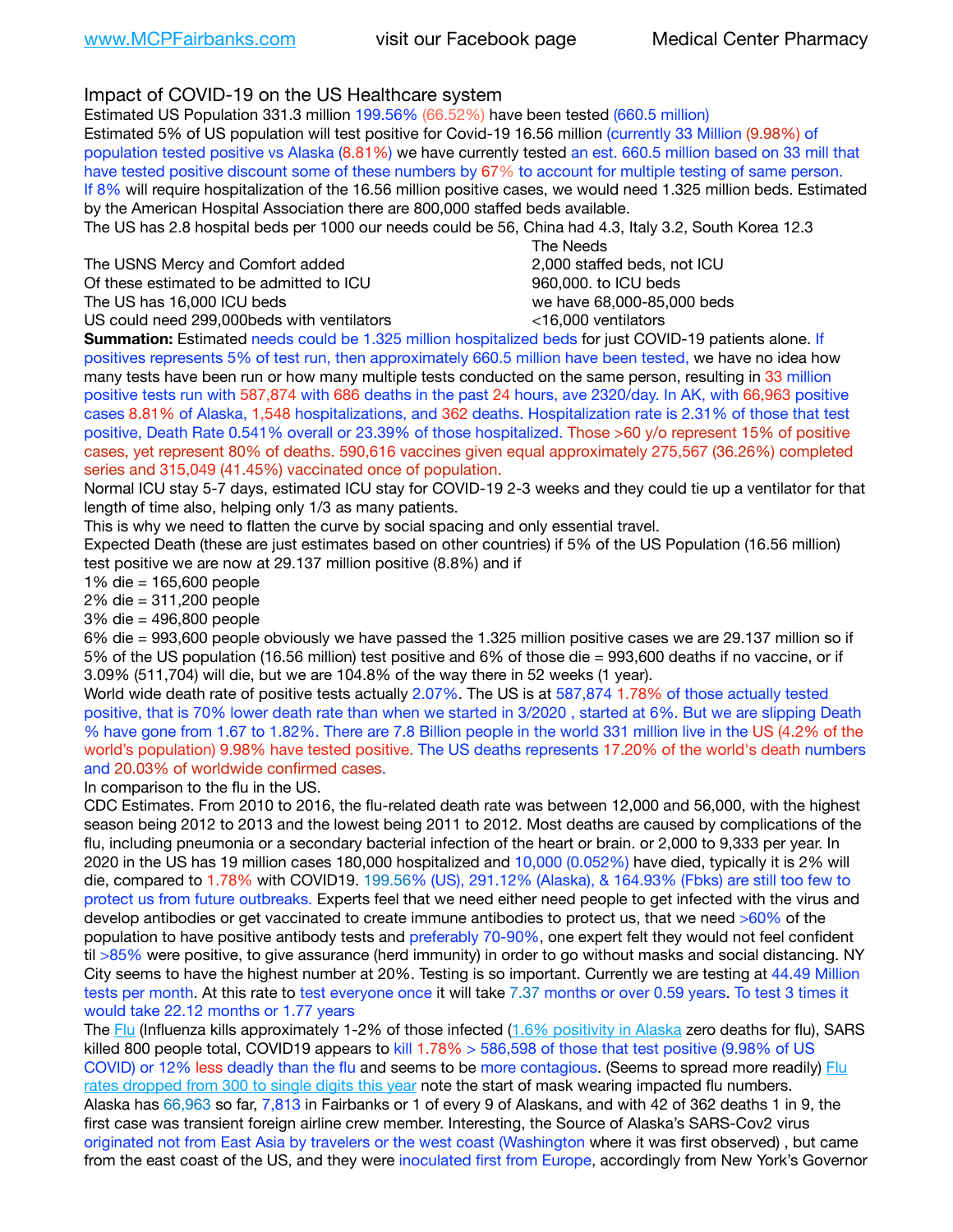Impact of COVID-19 on the US Healthcare system

Estimated US Population 331.3 million 199.56% (66.52%) have been tested (660.5 million)

Estimated 5% of US population will test positive for Covid-19 16.56 million (currently 33 Million (9.98%) of population tested positive vs Alaska (8.81%) we have currently tested an est. 660.5 million based on 33 mill that have tested positive discount some of these numbers by 67% to account for multiple testing of same person. If 8% will require hospitalization of the 16.56 million positive cases, we would need 1.325 million beds. Estimated by the American Hospital Association there are 800,000 staffed beds available.

The US has 2.8 hospital beds per 1000 our needs could be 56, China had 4.3, Italy 3.2, South Korea 12.3

| | The Needs |
|---|---|
| The USNS Mercy and Comfort added | 2,000 staffed beds, not ICU |
| Of these estimated to be admitted to ICU | 960,000. to ICU beds |
| The US has 16,000 ICU beds | we have 68,000-85,000 beds |
| US could need 299,000beds with ventilators | <16,000 ventilators |

**Summation:** Estimated needs could be 1.325 million hospitalized beds for just COVID-19 patients alone. If positives represents 5% of test run, then approximately 660.5 million have been tested, we have no idea how many tests have been run or how many multiple tests conducted on the same person, resulting in 33 million positive tests run with 587,874 with 686 deaths in the past 24 hours, ave 2320/day. In AK, with 66,963 positive cases 8.81% of Alaska, 1,548 hospitalizations, and 362 deaths. Hospitalization rate is 2.31% of those that test positive, Death Rate 0.541% overall or 23.39% of those hospitalized. Those >60 y/o represent 15% of positive cases, yet represent 80% of deaths. 590,616 vaccines given equal approximately 275,567 (36.26%) completed series and 315,049 (41.45%) vaccinated once of population.

Normal ICU stay 5-7 days, estimated ICU stay for COVID-19 2-3 weeks and they could tie up a ventilator for that length of time also, helping only 1/3 as many patients.

This is why we need to flatten the curve by social spacing and only essential travel.

Expected Death (these are just estimates based on other countries) if 5% of the US Population (16.56 million) test positive we are now at 29.137 million positive (8.8%) and if

1% die = 165,600 people
2% die = 311,200 people
3% die = 496,800 people
6% die = 993,600 people obviously we have passed the 1.325 million positive cases we are 29.137 million so if 5% of the US population (16.56 million) test positive and 6% of those die = 993,600 deaths if no vaccine, or if 3.09% (511,704) will die, but we are 104.8% of the way there in 52 weeks (1 year).

World wide death rate of positive tests actually 2.07%. The US is at 587,874 1.78% of those actually tested positive, that is 70% lower death rate than when we started in 3/2020 , started at 6%. But we are slipping Death % have gone from 1.67 to 1.82%. There are 7.8 Billion people in the world 331 million live in the US (4.2% of the world's population) 9.98% have tested positive. The US deaths represents 17.20% of the world's death numbers and 20.03% of worldwide confirmed cases.

In comparison to the flu in the US.

CDC Estimates. From 2010 to 2016, the flu-related death rate was between 12,000 and 56,000, with the highest season being 2012 to 2013 and the lowest being 2011 to 2012. Most deaths are caused by complications of the flu, including pneumonia or a secondary bacterial infection of the heart or brain. or 2,000 to 9,333 per year. In 2020 in the US has 19 million cases 180,000 hospitalized and 10,000 (0.052%) have died, typically it is 2% will die, compared to 1.78% with COVID19. 199.56% (US), 291.12% (Alaska), & 164.93% (Fbks) are still too few to protect us from future outbreaks. Experts feel that we need either need people to get infected with the virus and develop antibodies or get vaccinated to create immune antibodies to protect us, that we need >60% of the population to have positive antibody tests and preferably 70-90%, one expert felt they would not feel confident til >85% were positive, to give assurance (herd immunity) in order to go without masks and social distancing. NY City seems to have the highest number at 20%. Testing is so important. Currently we are testing at 44.49 Million tests per month. At this rate to test everyone once it will take 7.37 months or over 0.59 years. To test 3 times it would take 22.12 months or 1.77 years

The Flu (Influenza kills approximately 1-2% of those infected (1.6% positivity in Alaska zero deaths for flu), SARS killed 800 people total, COVID19 appears to kill 1.78% > 586,598 of those that test positive (9.98% of US COVID) or 12% less deadly than the flu and seems to be more contagious. (Seems to spread more readily) Flu rates dropped from 300 to single digits this year note the start of mask wearing impacted flu numbers.

Alaska has 66,963 so far, 7,813 in Fairbanks or 1 of every 9 of Alaskans, and with 42 of 362 deaths 1 in 9, the first case was transient foreign airline crew member. Interesting, the Source of Alaska's SARS-Cov2 virus originated not from East Asia by travelers or the west coast (Washington where it was first observed) , but came from the east coast of the US, and they were inoculated first from Europe, accordingly from New York's Governor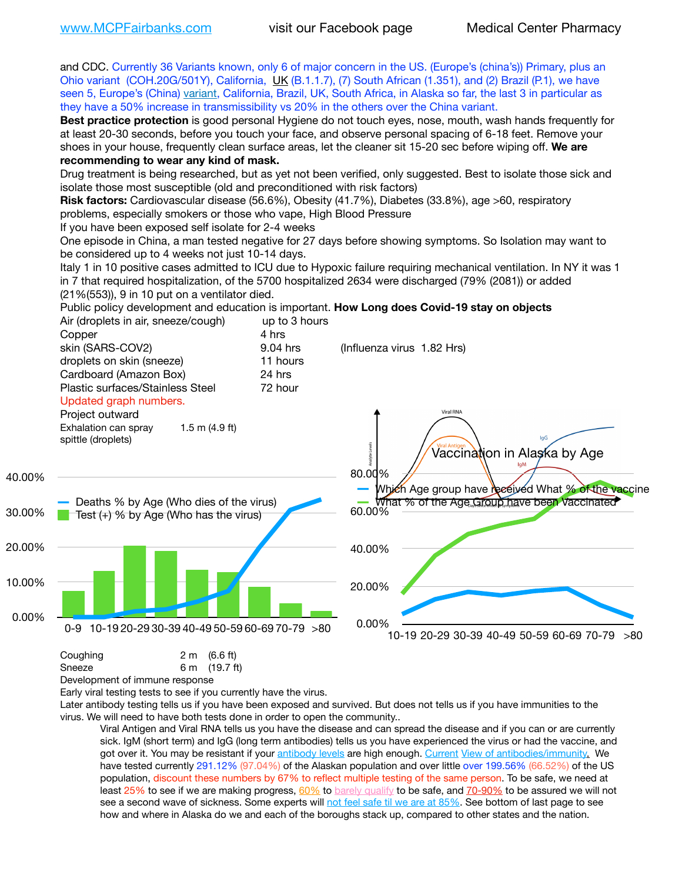and CDC. Currently 36 Variants known, only 6 of major concern in the US. (Europe's (china's)) Primary, plus an Ohio variant (COH.20G/501Y), California, UK (B.1.1.7), (7) South African (1.351), and (2) Brazil (P.1), we have seen 5, Europe's (China) variant, California, Brazil, UK, South Africa, in Alaska so far, the last 3 in particular as they have a 50% increase in transmissibility vs 20% in the others over the China variant.

**Best practice protection** is good personal Hygiene do not touch eyes, nose, mouth, wash hands frequently for at least 20-30 seconds, before you touch your face, and observe personal spacing of 6-18 feet. Remove your shoes in your house, frequently clean surface areas, let the cleaner sit 15-20 sec before wiping off. **We are recommending to wear any kind of mask.**

Drug treatment is being researched, but as yet not been verified, only suggested. Best to isolate those sick and isolate those most susceptible (old and preconditioned with risk factors)

**Risk factors:** Cardiovascular disease (56.6%), Obesity (41.7%), Diabetes (33.8%), age >60, respiratory problems, especially smokers or those who vape, High Blood Pressure

If you have been exposed self isolate for 2-4 weeks

One episode in China, a man tested negative for 27 days before showing symptoms. So Isolation may want to be considered up to 4 weeks not just 10-14 days.

Italy 1 in 10 positive cases admitted to ICU due to Hypoxic failure requiring mechanical ventilation. In NY it was 1 in 7 that required hospitalization, of the 5700 hospitalized 2634 were discharged (79% (2081)) or added (21%(553)), 9 in 10 put on a ventilator died.

Public policy development and education is important. **How Long does Covid-19 stay on objects**

| | | |
|---|---|---|
| Air (droplets in air, sneeze/cough) | up to 3 hours | |
| Copper | 4 hrs | |
| skin (SARS-COV2) | 9.04 hrs | (Influenza virus 1.82 Hrs) |
| droplets on skin (sneeze) | 11 hours | |
| Cardboard (Amazon Box) | 24 hrs | |
| Plastic surfaces/Stainless Steel | 72 hour | |

Updated graph numbers.

Project outward

| | |
|---|---|
| Exhalation can spray spittle (droplets) | 1.5 m (4.9 ft) |
| Coughing | 2 m (6.6 ft) |
| Sneeze | 6 m (19.7 ft) |

Development of immune response

Early viral testing tests to see if you currently have the virus.

Later antibody testing tells us if you have been exposed and survived. But does not tells us if you have immunities to the virus. We will need to have both tests done in order to open the community..

Viral Antigen and Viral RNA tells us you have the disease and can spread the disease and if you can or are currently sick. IgM (short term) and IgG (long term antibodies) tells us you have experienced the virus or had the vaccine, and got over it. You may be resistant if your antibody levels are high enough. Current View of antibodies/immunity. We have tested currently 291.12% (97.04%) of the Alaskan population and over little over 199.56% (66.52%) of the US population, discount these numbers by 67% to reflect multiple testing of the same person. To be safe, we need at least 25% to see if we are making progress, 60% to barely qualify to be safe, and 70-90% to be assured we will not see a second wave of sickness. Some experts will not feel safe til we are at 85%. See bottom of last page to see how and where in Alaska do we and each of the boroughs stack up, compared to other states and the nation.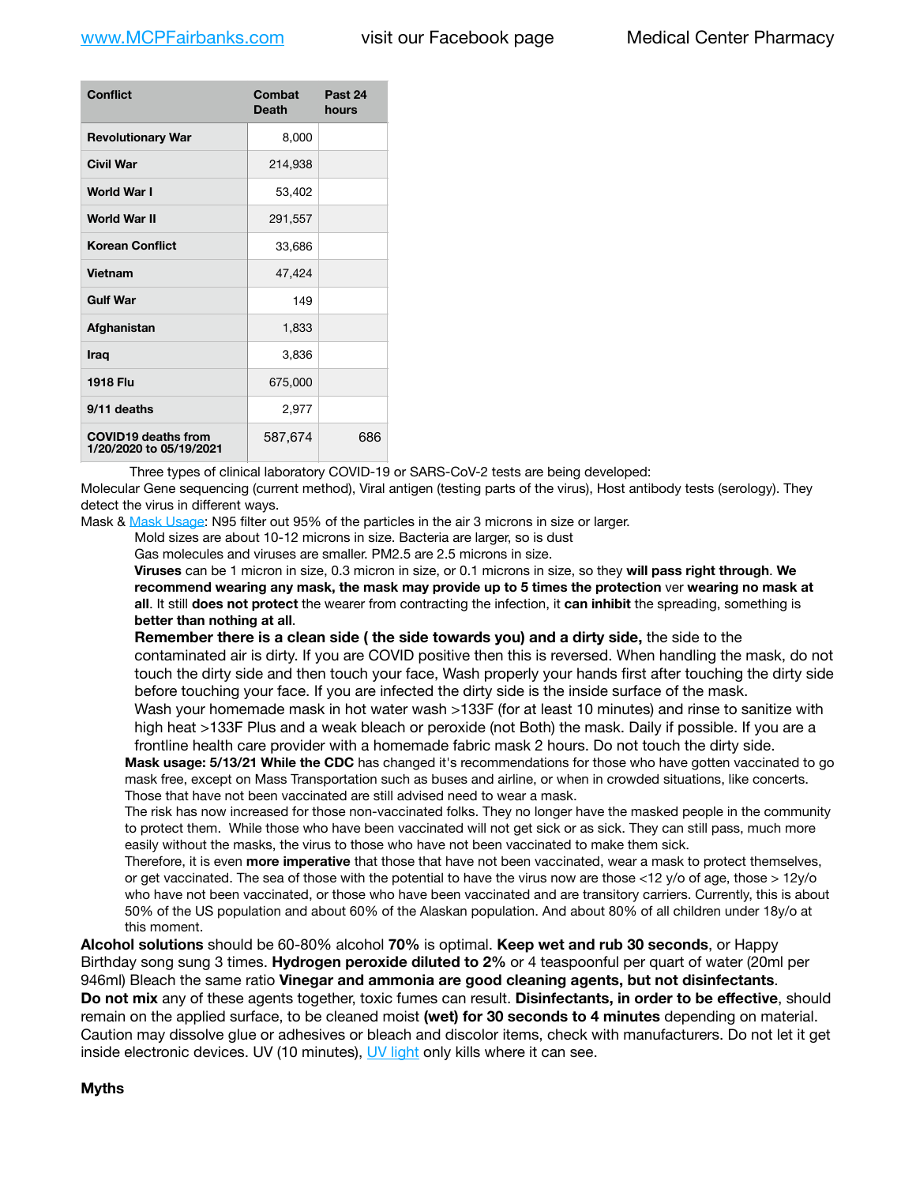| Conflict | Combat Death | Past 24 hours |
|---|---|---|
| Revolutionary War | 8,000 | |
| Civil War | 214,938 | |
| World War I | 53,402 | |
| World War II | 291,557 | |
| Korean Conflict | 33,686 | |
| Vietnam | 47,424 | |
| Gulf War | 149 | |
| Afghanistan | 1,833 | |
| Iraq | 3,836 | |
| 1918 Flu | 675,000 | |
| 9/11 deaths | 2,977 | |
| COVID19 deaths from 1/20/2020 to 05/19/2021 | 587,674 | 686 |

Three types of clinical laboratory COVID-19 or SARS-CoV-2 tests are being developed:
Molecular Gene sequencing (current method), Viral antigen (testing parts of the virus), Host antibody tests (serology). They detect the virus in different ways.

Mask & Mask Usage: N95 filter out 95% of the particles in the air 3 microns in size or larger.

Mold sizes are about 10-12 microns in size. Bacteria are larger, so is dust
Gas molecules and viruses are smaller. PM2.5 are 2.5 microns in size.
**Viruses** can be 1 micron in size, 0.3 micron in size, or 0.1 microns in size, so they **will pass right through**. **We recommend wearing any mask, the mask may provide up to 5 times the protection** ver **wearing no mask at all**. It still **does not protect** the wearer from contracting the infection, it **can inhibit** the spreading, something is **better than nothing at all**.
**Remember there is a clean side ( the side towards you) and a dirty side,** the side to the contaminated air is dirty. If you are COVID positive then this is reversed. When handling the mask, do not touch the dirty side and then touch your face, Wash properly your hands first after touching the dirty side before touching your face. If you are infected the dirty side is the inside surface of the mask.
Wash your homemade mask in hot water wash >133F (for at least 10 minutes) and rinse to sanitize with high heat >133F Plus and a weak bleach or peroxide (not Both) the mask. Daily if possible. If you are a frontline health care provider with a homemade fabric mask 2 hours. Do not touch the dirty side.

**Mask usage: 5/13/21 While the CDC** has changed it's recommendations for those who have gotten vaccinated to go mask free, except on Mass Transportation such as buses and airline, or when in crowded situations, like concerts. Those that have not been vaccinated are still advised need to wear a mask.
The risk has now increased for those non-vaccinated folks. They no longer have the masked people in the community to protect them. While those who have been vaccinated will not get sick or as sick. They can still pass, much more easily without the masks, the virus to those who have not been vaccinated to make them sick.
Therefore, it is even **more imperative** that those that have not been vaccinated, wear a mask to protect themselves, or get vaccinated. The sea of those with the potential to have the virus now are those <12 y/o of age, those > 12y/o who have not been vaccinated, or those who have been vaccinated and are transitory carriers. Currently, this is about 50% of the US population and about 60% of the Alaskan population. And about 80% of all children under 18y/o at this moment.

**Alcohol solutions** should be 60-80% alcohol **70%** is optimal. **Keep wet and rub 30 seconds**, or Happy Birthday song sung 3 times. **Hydrogen peroxide diluted to 2%** or 4 teaspoonful per quart of water (20ml per 946ml) Bleach the same ratio **Vinegar and ammonia are good cleaning agents, but not disinfectants**. **Do not mix** any of these agents together, toxic fumes can result. **Disinfectants, in order to be effective**, should remain on the applied surface, to be cleaned moist **(wet) for 30 seconds to 4 minutes** depending on material. Caution may dissolve glue or adhesives or bleach and discolor items, check with manufacturers. Do not let it get inside electronic devices. UV (10 minutes), UV light only kills where it can see.

**Myths**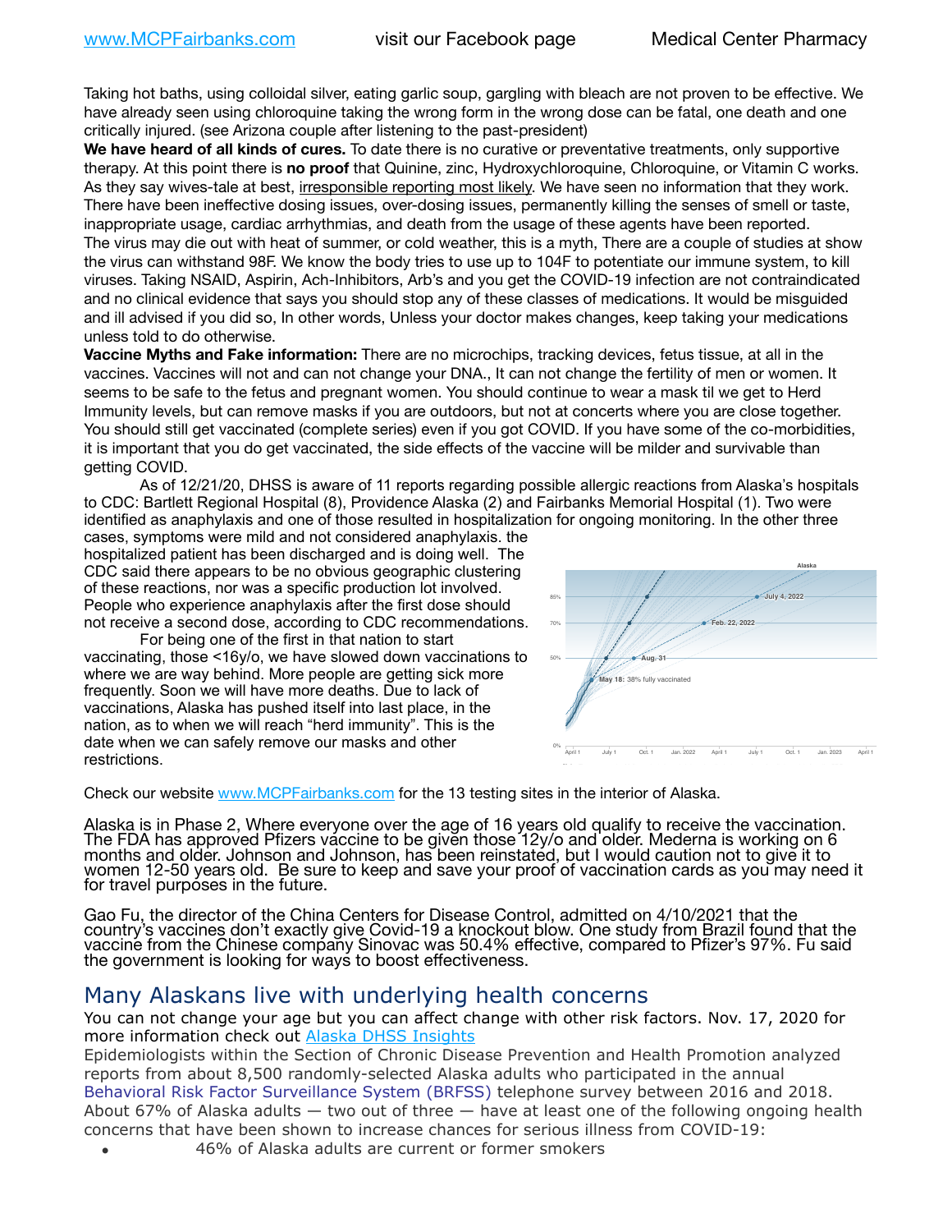Taking hot baths, using colloidal silver, eating garlic soup, gargling with bleach are not proven to be effective. We have already seen using chloroquine taking the wrong form in the wrong dose can be fatal, one death and one critically injured. (see Arizona couple after listening to the past-president)

**We have heard of all kinds of cures.** To date there is no curative or preventative treatments, only supportive therapy. At this point there is **no proof** that Quinine, zinc, Hydroxychloroquine, Chloroquine, or Vitamin C works. As they say wives-tale at best, irresponsible reporting most likely. We have seen no information that they work. There have been ineffective dosing issues, over-dosing issues, permanently killing the senses of smell or taste, inappropriate usage, cardiac arrhythmias, and death from the usage of these agents have been reported. The virus may die out with heat of summer, or cold weather, this is a myth, There are a couple of studies at show the virus can withstand 98F. We know the body tries to use up to 104F to potentiate our immune system, to kill viruses. Taking NSAID, Aspirin, Ach-Inhibitors, Arb's and you get the COVID-19 infection are not contraindicated and no clinical evidence that says you should stop any of these classes of medications. It would be misguided and ill advised if you did so, In other words, Unless your doctor makes changes, keep taking your medications unless told to do otherwise.

**Vaccine Myths and Fake information:** There are no microchips, tracking devices, fetus tissue, at all in the vaccines. Vaccines will not and can not change your DNA., It can not change the fertility of men or women. It seems to be safe to the fetus and pregnant women. You should continue to wear a mask til we get to Herd Immunity levels, but can remove masks if you are outdoors, but not at concerts where you are close together. You should still get vaccinated (complete series) even if you got COVID. If you have some of the co-morbidities, it is important that you do get vaccinated, the side effects of the vaccine will be milder and survivable than getting COVID.

As of 12/21/20, DHSS is aware of 11 reports regarding possible allergic reactions from Alaska's hospitals to CDC: Bartlett Regional Hospital (8), Providence Alaska (2) and Fairbanks Memorial Hospital (1). Two were identified as anaphylaxis and one of those resulted in hospitalization for ongoing monitoring. In the other three cases, symptoms were mild and not considered anaphylaxis. the hospitalized patient has been discharged and is doing well. The CDC said there appears to be no obvious geographic clustering of these reactions, nor was a specific production lot involved. People who experience anaphylaxis after the first dose should not receive a second dose, according to CDC recommendations.

For being one of the first in that nation to start vaccinating, those <16y/o, we have slowed down vaccinations to where we are way behind. More people are getting sick more frequently. Soon we will have more deaths. Due to lack of vaccinations, Alaska has pushed itself into last place, in the nation, as to when we will reach "herd immunity". This is the date when we can safely remove our masks and other restrictions.

Check our website www.MCPFairbanks.com for the 13 testing sites in the interior of Alaska.

Alaska is in Phase 2, Where everyone over the age of 16 years old qualify to receive the vaccination. The FDA has approved Pfizers vaccine to be given those 12y/o and older. Mederna is working on 6 months and older. Johnson and Johnson, has been reinstated, but I would caution not to give it to women 12-50 years old. Be sure to keep and save your proof of vaccination cards as you may need it for travel purposes in the future.

Gao Fu, the director of the China Centers for Disease Control, admitted on 4/10/2021 that the country's vaccines don't exactly give Covid-19 a knockout blow. One study from Brazil found that the vaccine from the Chinese company Sinovac was 50.4% effective, compared to Pfizer's 97%. Fu said the government is looking for ways to boost effectiveness.

## Many Alaskans live with underlying health concerns

You can not change your age but you can affect change with other risk factors. Nov. 17, 2020 for more information check out Alaska DHSS Insights

Epidemiologists within the Section of Chronic Disease Prevention and Health Promotion analyzed reports from about 8,500 randomly-selected Alaska adults who participated in the annual Behavioral Risk Factor Surveillance System (BRFSS) telephone survey between 2016 and 2018. About 67% of Alaska adults — two out of three — have at least one of the following ongoing health concerns that have been shown to increase chances for serious illness from COVID-19:

- 46% of Alaska adults are current or former smokers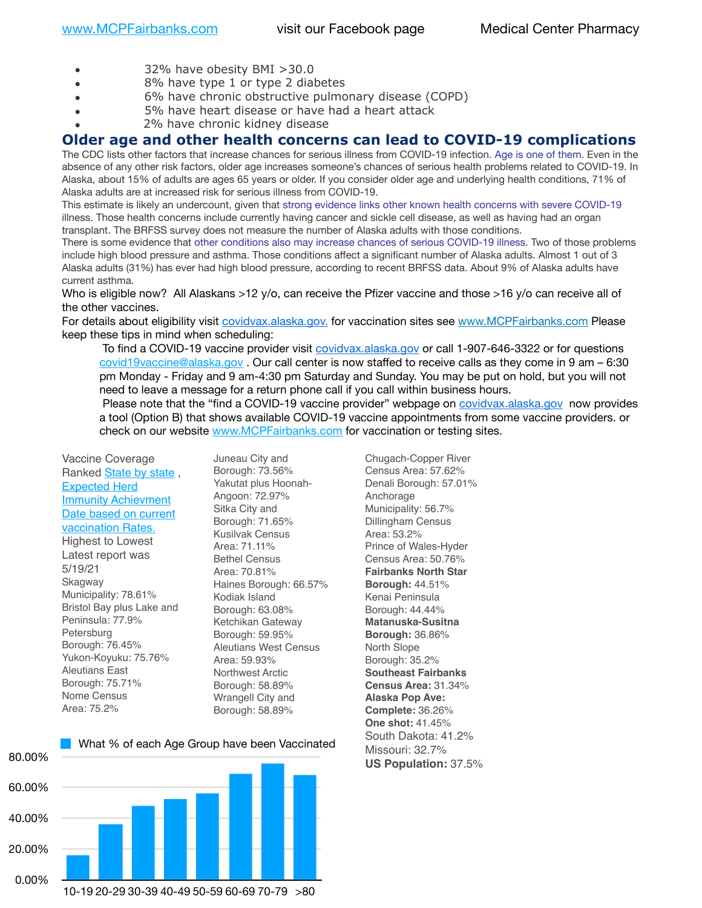- 32% have obesity BMI >30.0
- 8% have type 1 or type 2 diabetes
- 6% have chronic obstructive pulmonary disease (COPD)
- 5% have heart disease or have had a heart attack
- 2% have chronic kidney disease

## Older age and other health concerns can lead to COVID-19 complications

The CDC lists other factors that increase chances for serious illness from COVID-19 infection. Age is one of them. Even in the absence of any other risk factors, older age increases someone's chances of serious health problems related to COVID-19. In Alaska, about 15% of adults are ages 65 years or older. If you consider older age and underlying health conditions, 71% of Alaska adults are at increased risk for serious illness from COVID-19.

This estimate is likely an undercount, given that strong evidence links other known health concerns with severe COVID-19 illness. Those health concerns include currently having cancer and sickle cell disease, as well as having had an organ transplant. The BRFSS survey does not measure the number of Alaska adults with those conditions.

There is some evidence that other conditions also may increase chances of serious COVID-19 illness. Two of those problems include high blood pressure and asthma. Those conditions affect a significant number of Alaska adults. Almost 1 out of 3 Alaska adults (31%) has ever had high blood pressure, according to recent BRFSS data. About 9% of Alaska adults have current asthma.

Who is eligible now? All Alaskans >12 y/o, can receive the Pfizer vaccine and those >16 y/o can receive all of the other vaccines.

For details about eligibility visit covidvax.alaska.gov. for vaccination sites see www.MCPFairbanks.com Please keep these tips in mind when scheduling:

> To find a COVID-19 vaccine provider visit covidvax.alaska.gov or call 1-907-646-3322 or for questions covid19vaccine@alaska.gov . Our call center is now staffed to receive calls as they come in 9 am – 6:30 pm Monday - Friday and 9 am-4:30 pm Saturday and Sunday. You may be put on hold, but you will not need to leave a message for a return phone call if you call within business hours.
>
> Please note that the "find a COVID-19 vaccine provider" webpage on covidvax.alaska.gov now provides a tool (Option B) that shows available COVID-19 vaccine appointments from some vaccine providers. or check on our website www.MCPFairbanks.com for vaccination or testing sites.

Vaccine Coverage Ranked State by state , Expected Herd Immunity Achievment Date based on current vaccination Rates.
Highest to Lowest
Latest report was 5/19/21

Skagway Municipality: 78.61%
Bristol Bay plus Lake and Peninsula: 77.9%
Petersburg Borough: 76.45%
Yukon-Koyuku: 75.76%
Aleutians East Borough: 75.71%
Nome Census Area: 75.2%
Juneau City and Borough: 73.56%
Yakutat plus Hoonah-Angoon: 72.97%
Sitka City and Borough: 71.65%
Kusilvak Census Area: 71.11%
Bethel Census Area: 70.81%
Haines Borough: 66.57%
Kodiak Island Borough: 63.08%
Ketchikan Gateway Borough: 59.95%
Aleutians West Census Area: 59.93%
Northwest Arctic Borough: 58.89%
Wrangell City and Borough: 58.89%
Chugach-Copper River Census Area: 57.62%
Denali Borough: 57.01%
Anchorage Municipality: 56.7%
Dillingham Census Area: 53.2%
Prince of Wales-Hyder Census Area: 50.76%
**Fairbanks North Star Borough:** 44.51%
Kenai Peninsula Borough: 44.44%
**Matanuska-Susitna Borough:** 36.86%
North Slope Borough: 35.2%
**Southeast Fairbanks Census Area:** 31.34%
**Alaska Pop Ave: Complete:** 36.26%
**One shot:** 41.45%
South Dakota: 41.2%
Missouri: 32.7%
**US Population:** 37.5%

What % of each Age Group have been Vaccinated

80.00%
60.00%
40.00%
20.00%
0.00%

10-19 20-29 30-39 40-49 50-59 60-69 70-79 >80